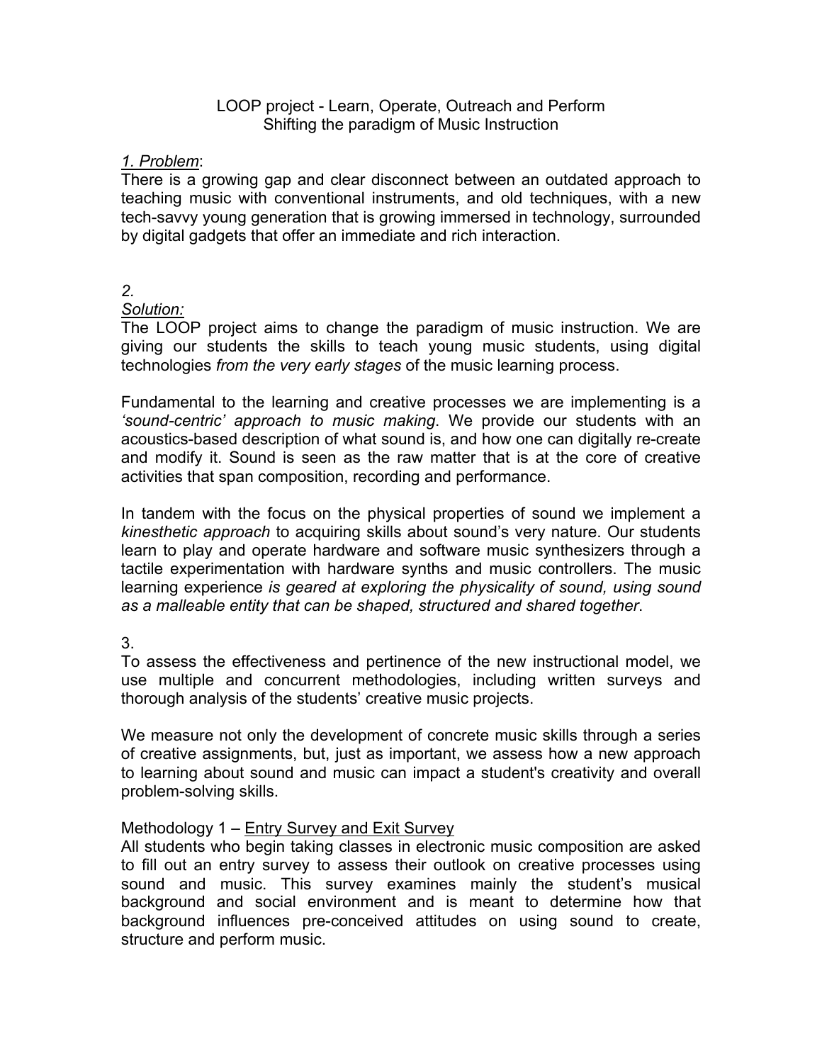LOOP project - Learn, Operate, Outreach and Perform
Shifting the paradigm of Music Instruction

*1. Problem*:

There is a growing gap and clear disconnect between an outdated approach to teaching music with conventional instruments, and old techniques, with a new tech-savvy young generation that is growing immersed in technology, surrounded by digital gadgets that offer an immediate and rich interaction.

*2.*

*Solution:*

The LOOP project aims to change the paradigm of music instruction. We are giving our students the skills to teach young music students, using digital technologies *from the very early stages* of the music learning process.

Fundamental to the learning and creative processes we are implementing is a *'sound-centric' approach to music making*. We provide our students with an acoustics-based description of what sound is, and how one can digitally re-create and modify it. Sound is seen as the raw matter that is at the core of creative activities that span composition, recording and performance.

In tandem with the focus on the physical properties of sound we implement a *kinesthetic approach* to acquiring skills about sound's very nature. Our students learn to play and operate hardware and software music synthesizers through a tactile experimentation with hardware synths and music controllers. The music learning experience *is geared at exploring the physicality of sound, using sound as a malleable entity that can be shaped, structured and shared together*.

3.

To assess the effectiveness and pertinence of the new instructional model, we use multiple and concurrent methodologies, including written surveys and thorough analysis of the students' creative music projects.

We measure not only the development of concrete music skills through a series of creative assignments, but, just as important, we assess how a new approach to learning about sound and music can impact a student's creativity and overall problem-solving skills.

Methodology 1 – Entry Survey and Exit Survey

All students who begin taking classes in electronic music composition are asked to fill out an entry survey to assess their outlook on creative processes using sound and music. This survey examines mainly the student's musical background and social environment and is meant to determine how that background influences pre-conceived attitudes on using sound to create, structure and perform music.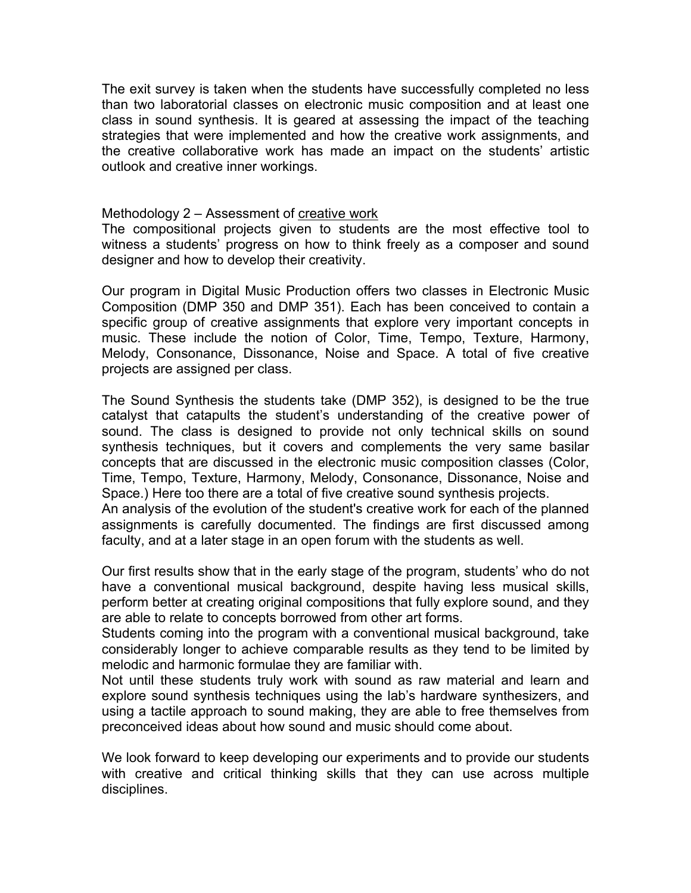The exit survey is taken when the students have successfully completed no less than two laboratorial classes on electronic music composition and at least one class in sound synthesis. It is geared at assessing the impact of the teaching strategies that were implemented and how the creative work assignments, and the creative collaborative work has made an impact on the students' artistic outlook and creative inner workings.

Methodology 2 – Assessment of <u>creative work</u>

The compositional projects given to students are the most effective tool to witness a students' progress on how to think freely as a composer and sound designer and how to develop their creativity.

Our program in Digital Music Production offers two classes in Electronic Music Composition (DMP 350 and DMP 351). Each has been conceived to contain a specific group of creative assignments that explore very important concepts in music. These include the notion of Color, Time, Tempo, Texture, Harmony, Melody, Consonance, Dissonance, Noise and Space. A total of five creative projects are assigned per class.

The Sound Synthesis the students take (DMP 352), is designed to be the true catalyst that catapults the student's understanding of the creative power of sound. The class is designed to provide not only technical skills on sound synthesis techniques, but it covers and complements the very same basilar concepts that are discussed in the electronic music composition classes (Color, Time, Tempo, Texture, Harmony, Melody, Consonance, Dissonance, Noise and Space.) Here too there are a total of five creative sound synthesis projects.
An analysis of the evolution of the student's creative work for each of the planned assignments is carefully documented. The findings are first discussed among faculty, and at a later stage in an open forum with the students as well.

Our first results show that in the early stage of the program, students' who do not have a conventional musical background, despite having less musical skills, perform better at creating original compositions that fully explore sound, and they are able to relate to concepts borrowed from other art forms.
Students coming into the program with a conventional musical background, take considerably longer to achieve comparable results as they tend to be limited by melodic and harmonic formulae they are familiar with.
Not until these students truly work with sound as raw material and learn and explore sound synthesis techniques using the lab's hardware synthesizers, and using a tactile approach to sound making, they are able to free themselves from preconceived ideas about how sound and music should come about.

We look forward to keep developing our experiments and to provide our students with creative and critical thinking skills that they can use across multiple disciplines.